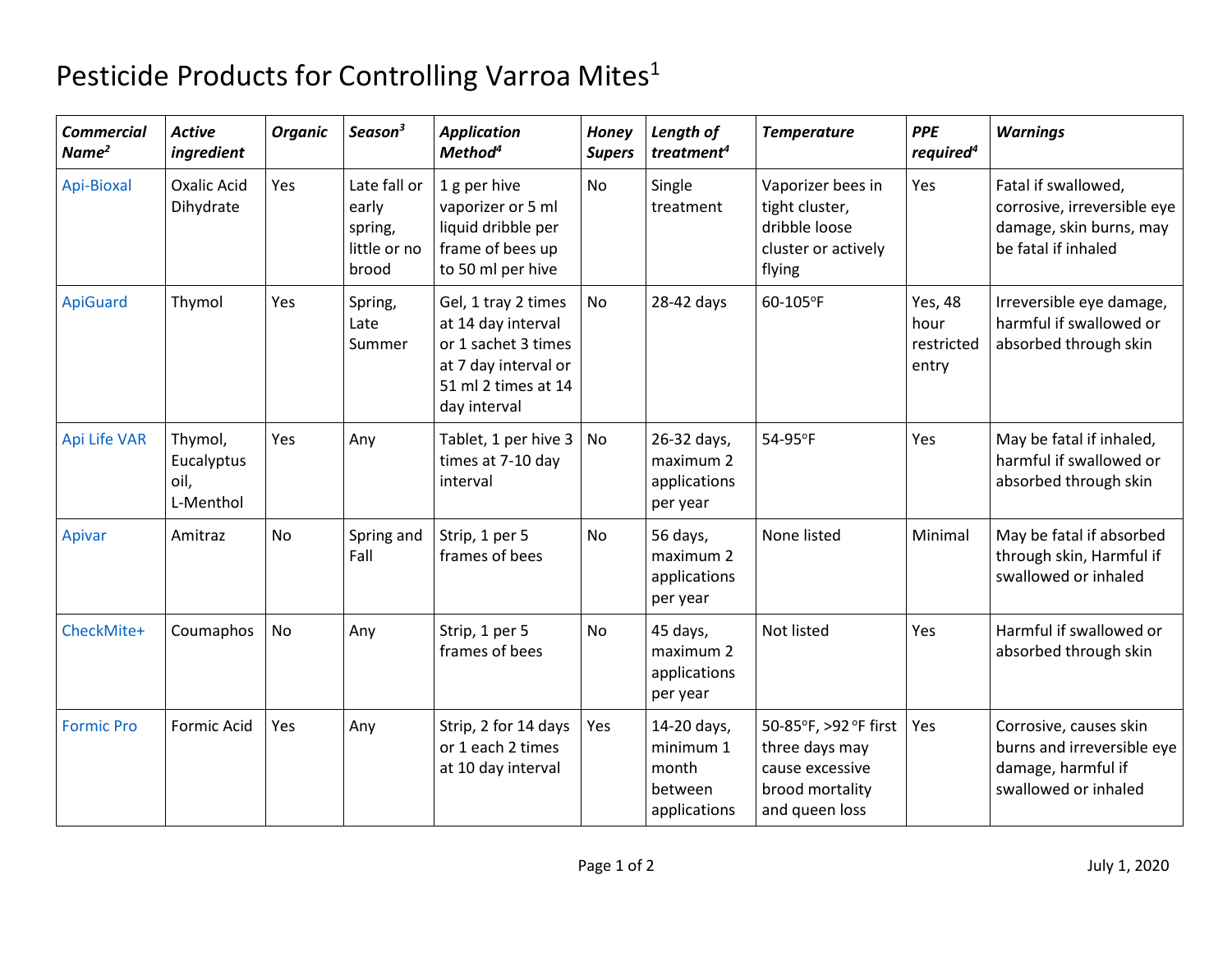# Pesticide Products for Controlling Varroa Mites[1]

| *Commercial Name[2]* | *Active ingredient* | *Organic* | *Season[3]* | *Application Method[4]* | *Honey Supers* | *Length of treatment[4]* | *Temperature* | *PPE required[4]* | *Warnings* |
|---|---|---|---|---|---|---|---|---|---|
| Api-Bioxal | Oxalic Acid Dihydrate | Yes | Late fall or early spring, little or no brood | 1 g per hive vaporizer or 5 ml liquid dribble per frame of bees up to 50 ml per hive | No | Single treatment | Vaporizer bees in tight cluster, dribble loose cluster or actively flying | Yes | Fatal if swallowed, corrosive, irreversible eye damage, skin burns, may be fatal if inhaled |
| ApiGuard | Thymol | Yes | Spring, Late Summer | Gel, 1 tray 2 times at 14 day interval or 1 sachet 3 times at 7 day interval or 51 ml 2 times at 14 day interval | No | 28-42 days | 60-105ºF | Yes, 48 hour restricted entry | Irreversible eye damage, harmful if swallowed or absorbed through skin |
| Api Life VAR | Thymol, Eucalyptus oil, L-Menthol | Yes | Any | Tablet, 1 per hive 3 times at 7-10 day interval | No | 26-32 days, maximum 2 applications per year | 54-95ºF | Yes | May be fatal if inhaled, harmful if swallowed or absorbed through skin |
| Apivar | Amitraz | No | Spring and Fall | Strip, 1 per 5 frames of bees | No | 56 days, maximum 2 applications per year | None listed | Minimal | May be fatal if absorbed through skin, Harmful if swallowed or inhaled |
| CheckMite+ | Coumaphos | No | Any | Strip, 1 per 5 frames of bees | No | 45 days, maximum 2 applications per year | Not listed | Yes | Harmful if swallowed or absorbed through skin |
| Formic Pro | Formic Acid | Yes | Any | Strip, 2 for 14 days or 1 each 2 times at 10 day interval | Yes | 14-20 days, minimum 1 month between applications | 50-85ºF, >92 ºF first three days may cause excessive brood mortality and queen loss | Yes | Corrosive, causes skin burns and irreversible eye damage, harmful if swallowed or inhaled |

July 1, 2020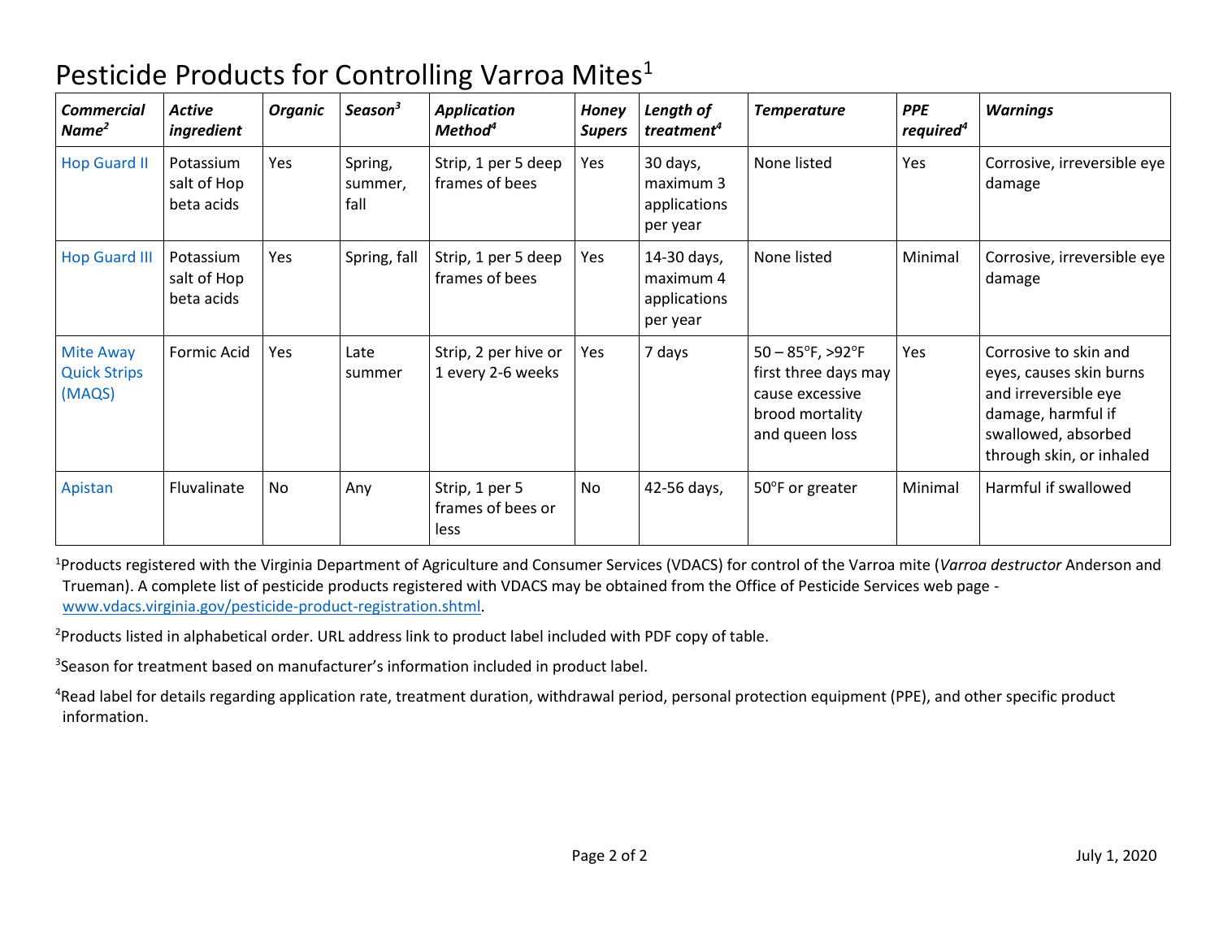# Pesticide Products for Controlling Varroa Mites[1]

| *Commercial Name[2]* | *Active ingredient* | *Organic* | *Season[3]* | *Application Method[4]* | *Honey Supers* | *Length of treatment[4]* | *Temperature* | *PPE required[4]* | *Warnings* |
|---|---|---|---|---|---|---|---|---|---|
| Hop Guard II | Potassium salt of Hop beta acids | Yes | Spring, summer, fall | Strip, 1 per 5 deep frames of bees | Yes | 30 days, maximum 3 applications per year | None listed | Yes | Corrosive, irreversible eye damage |
| Hop Guard III | Potassium salt of Hop beta acids | Yes | Spring, fall | Strip, 1 per 5 deep frames of bees | Yes | 14-30 days, maximum 4 applications per year | None listed | Minimal | Corrosive, irreversible eye damage |
| Mite Away Quick Strips (MAQS) | Formic Acid | Yes | Late summer | Strip, 2 per hive or 1 every 2-6 weeks | Yes | 7 days | 50 – 85°F, >92°F first three days may cause excessive brood mortality and queen loss | Yes | Corrosive to skin and eyes, causes skin burns and irreversible eye damage, harmful if swallowed, absorbed through skin, or inhaled |
| Apistan | Fluvalinate | No | Any | Strip, 1 per 5 frames of bees or less | No | 42-56 days, | 50°F or greater | Minimal | Harmful if swallowed |

[1]Products registered with the Virginia Department of Agriculture and Consumer Services (VDACS) for control of the Varroa mite (*Varroa destructor* Anderson and Trueman). A complete list of pesticide products registered with VDACS may be obtained from the Office of Pesticide Services web page - www.vdacs.virginia.gov/pesticide-product-registration.shtml.

[2]Products listed in alphabetical order. URL address link to product label included with PDF copy of table.

[3]Season for treatment based on manufacturer's information included in product label.

[4]Read label for details regarding application rate, treatment duration, withdrawal period, personal protection equipment (PPE), and other specific product information.

July 1, 2020